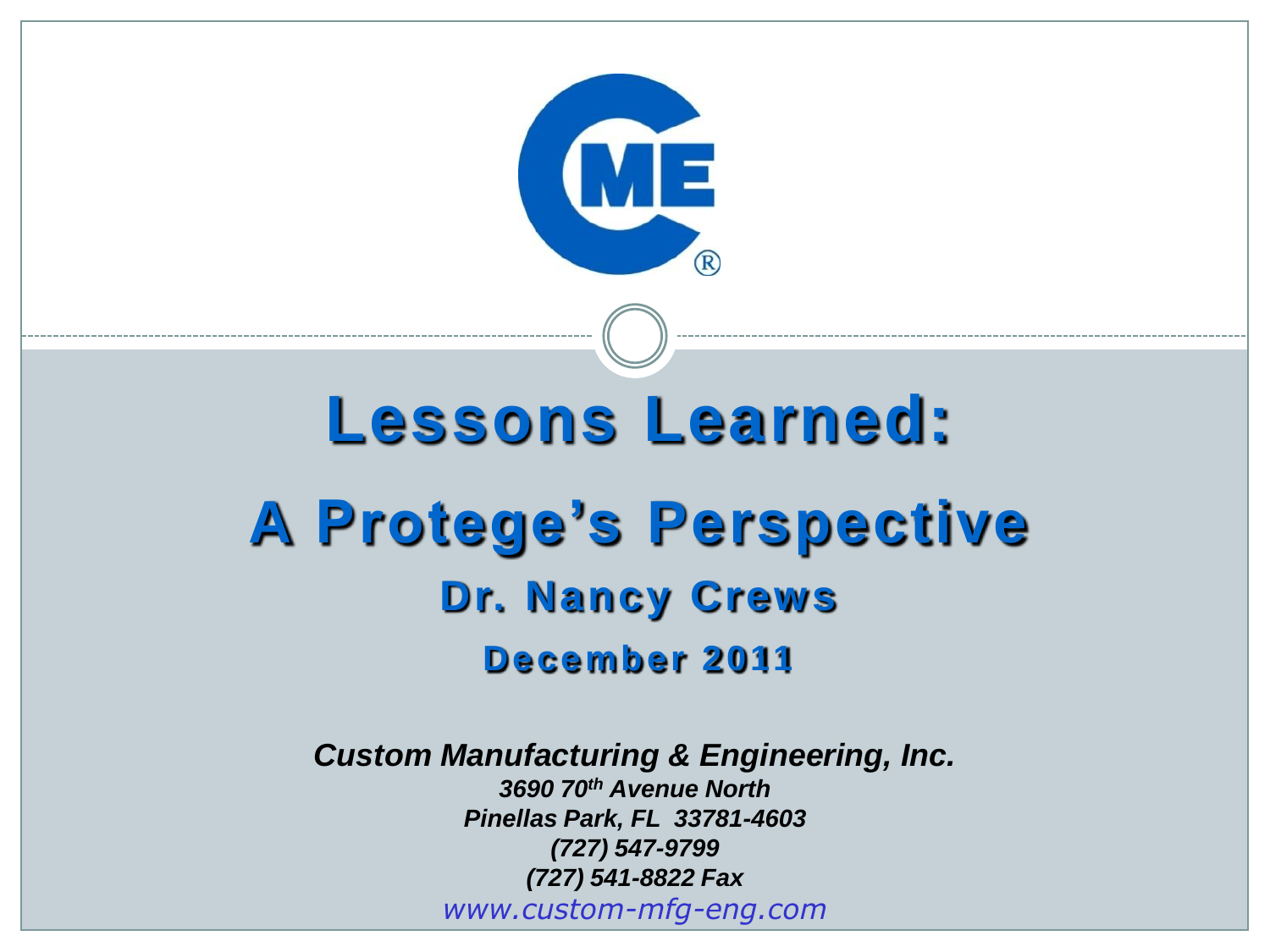# Lessons Learned:

# A Protege's Perspective

## Dr. Nancy Crews

### December 2011

***Custom Manufacturing & Engineering, Inc.***

***3690 70th Avenue North***
***Pinellas Park, FL 33781-4603***
***(727) 547-9799***
***(727) 541-8822 Fax***
*www.custom-mfg-eng.com*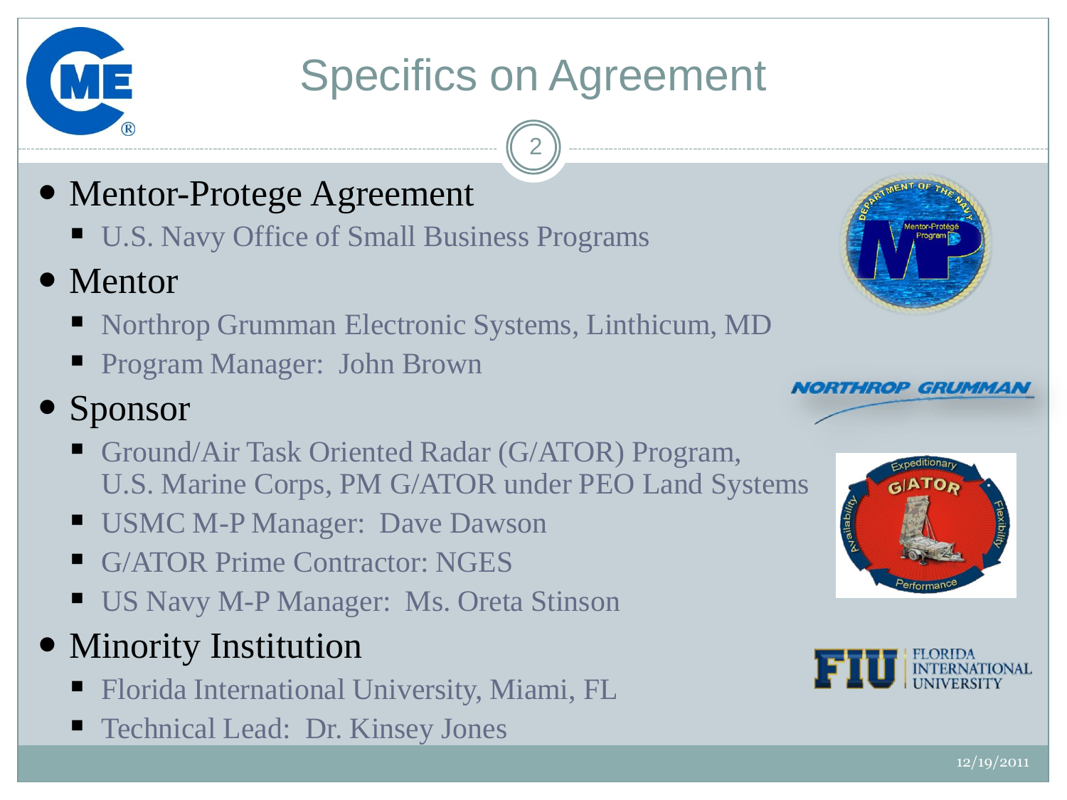# Specifics on Agreement

- Mentor-Protege Agreement
  - U.S. Navy Office of Small Business Programs
- Mentor
  - Northrop Grumman Electronic Systems, Linthicum, MD
  - Program Manager: John Brown
- Sponsor
  - Ground/Air Task Oriented Radar (G/ATOR) Program, U.S. Marine Corps, PM G/ATOR under PEO Land Systems
  - USMC M-P Manager: Dave Dawson
  - G/ATOR Prime Contractor: NGES
  - US Navy M-P Manager: Ms. Oreta Stinson
- Minority Institution
  - Florida International University, Miami, FL
  - Technical Lead: Dr. Kinsey Jones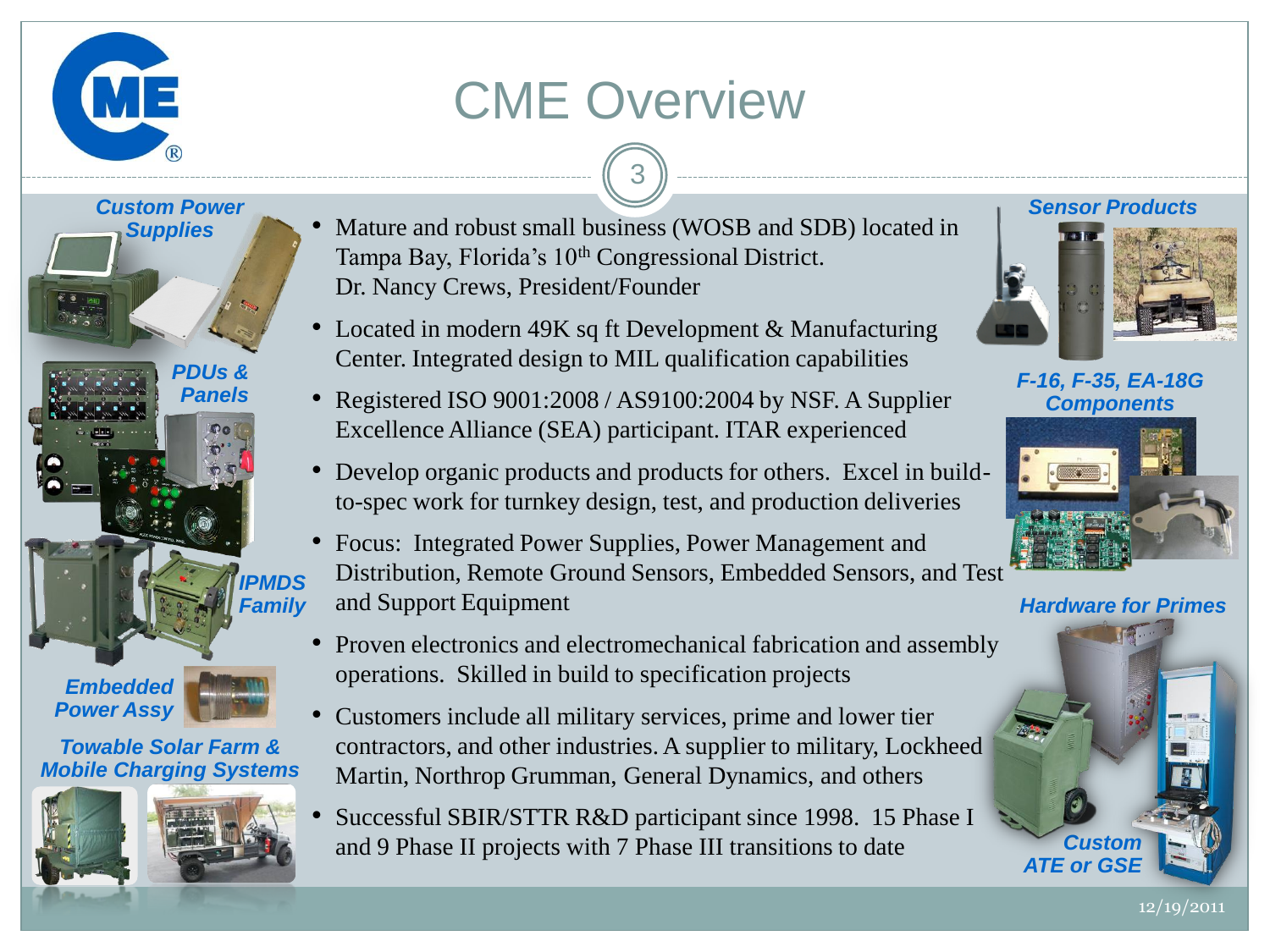# CME Overview

**Custom Power Supplies**

**PDUs & Panels**

**IPMDS Family**

**Embedded Power Assy**

**Towable Solar Farm & Mobile Charging Systems**

- Mature and robust small business (WOSB and SDB) located in Tampa Bay, Florida's 10th Congressional District. Dr. Nancy Crews, President/Founder
- Located in modern 49K sq ft Development & Manufacturing Center. Integrated design to MIL qualification capabilities
- Registered ISO 9001:2008 / AS9100:2004 by NSF. A Supplier Excellence Alliance (SEA) participant. ITAR experienced
- Develop organic products and products for others. Excel in build-to-spec work for turnkey design, test, and production deliveries
- Focus: Integrated Power Supplies, Power Management and Distribution, Remote Ground Sensors, Embedded Sensors, and Test and Support Equipment
- Proven electronics and electromechanical fabrication and assembly operations. Skilled in build to specification projects
- Customers include all military services, prime and lower tier contractors, and other industries. A supplier to military, Lockheed Martin, Northrop Grumman, General Dynamics, and others
- Successful SBIR/STTR R&D participant since 1998. 15 Phase I and 9 Phase II projects with 7 Phase III transitions to date

**Sensor Products**

**F-16, F-35, EA-18G Components**

**Hardware for Primes**

**Custom ATE or GSE**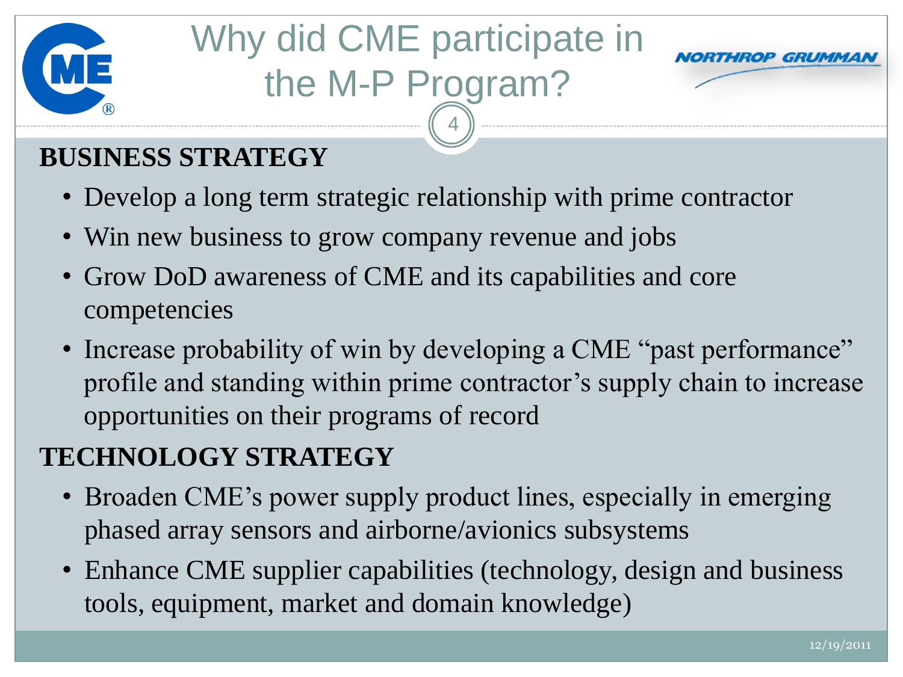# Why did CME participate in the M-P Program?

## BUSINESS STRATEGY

- Develop a long term strategic relationship with prime contractor
- Win new business to grow company revenue and jobs
- Grow DoD awareness of CME and its capabilities and core competencies
- Increase probability of win by developing a CME "past performance" profile and standing within prime contractor's supply chain to increase opportunities on their programs of record

## TECHNOLOGY STRATEGY

- Broaden CME's power supply product lines, especially in emerging phased array sensors and airborne/avionics subsystems
- Enhance CME supplier capabilities (technology, design and business tools, equipment, market and domain knowledge)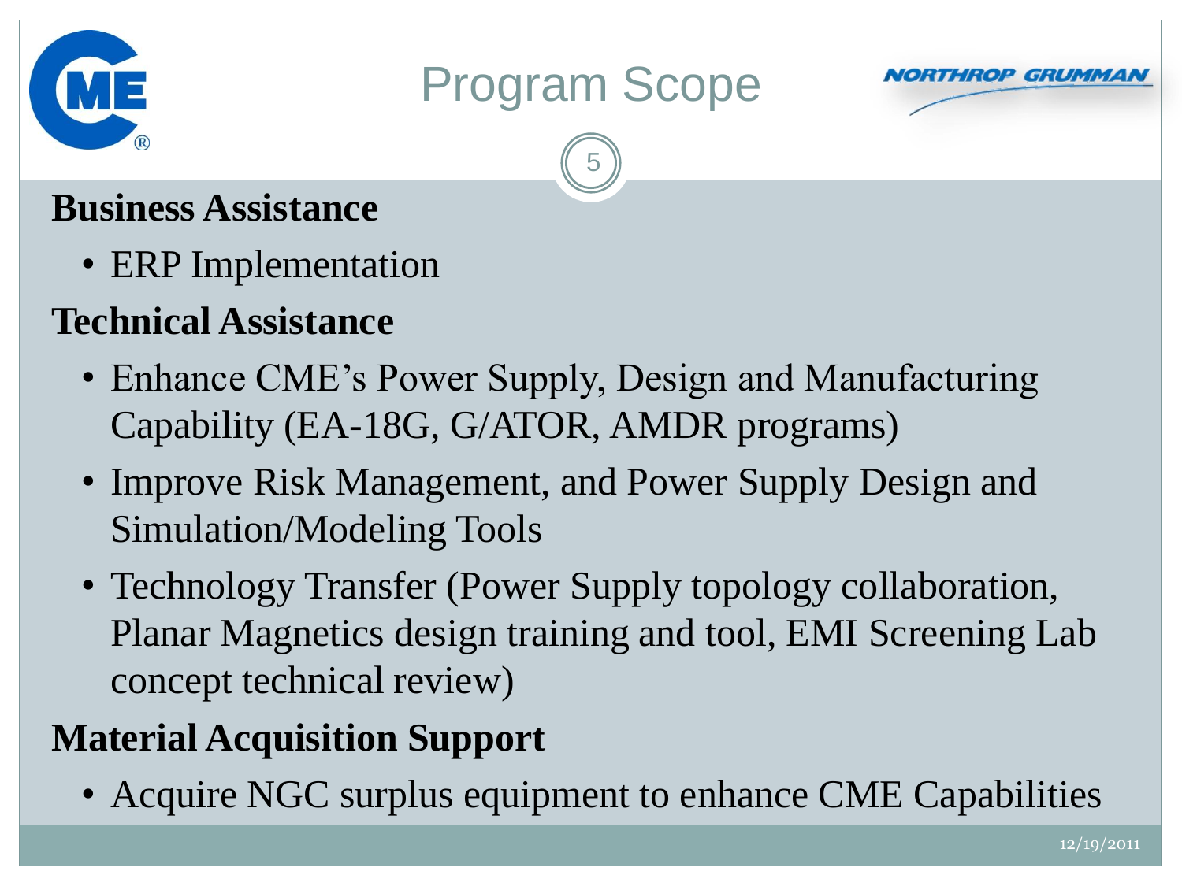# Program Scope

**Business Assistance**

- ERP Implementation

**Technical Assistance**

- Enhance CME's Power Supply, Design and Manufacturing Capability (EA-18G, G/ATOR, AMDR programs)
- Improve Risk Management, and Power Supply Design and Simulation/Modeling Tools
- Technology Transfer (Power Supply topology collaboration, Planar Magnetics design training and tool, EMI Screening Lab concept technical review)

**Material Acquisition Support**

- Acquire NGC surplus equipment to enhance CME Capabilities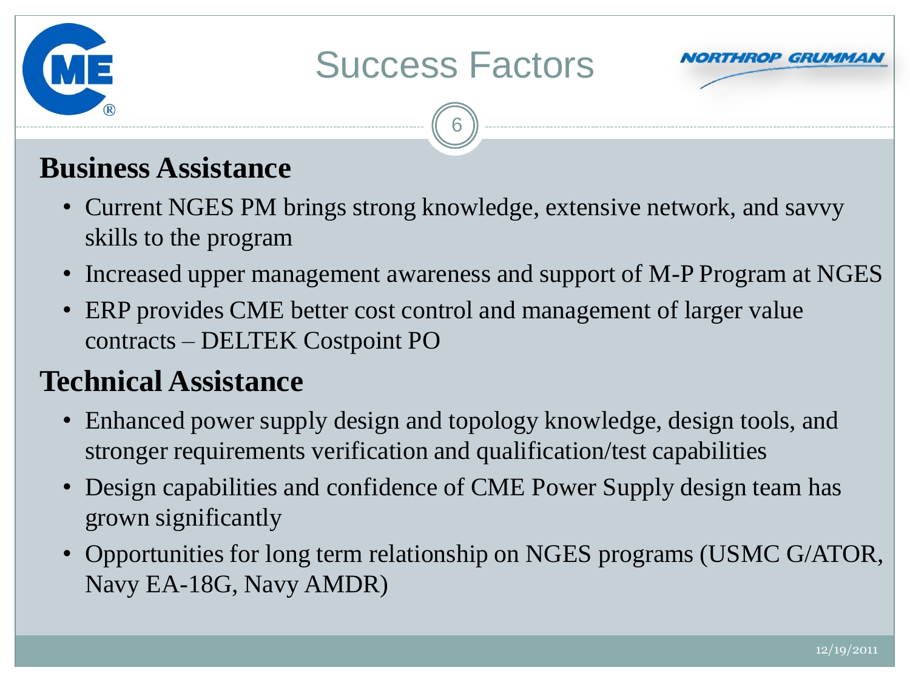# Success Factors

## Business Assistance

- Current NGES PM brings strong knowledge, extensive network, and savvy skills to the program
- Increased upper management awareness and support of M-P Program at NGES
- ERP provides CME better cost control and management of larger value contracts – DELTEK Costpoint PO

## Technical Assistance

- Enhanced power supply design and topology knowledge, design tools, and stronger requirements verification and qualification/test capabilities
- Design capabilities and confidence of CME Power Supply design team has grown significantly
- Opportunities for long term relationship on NGES programs (USMC G/ATOR, Navy EA-18G, Navy AMDR)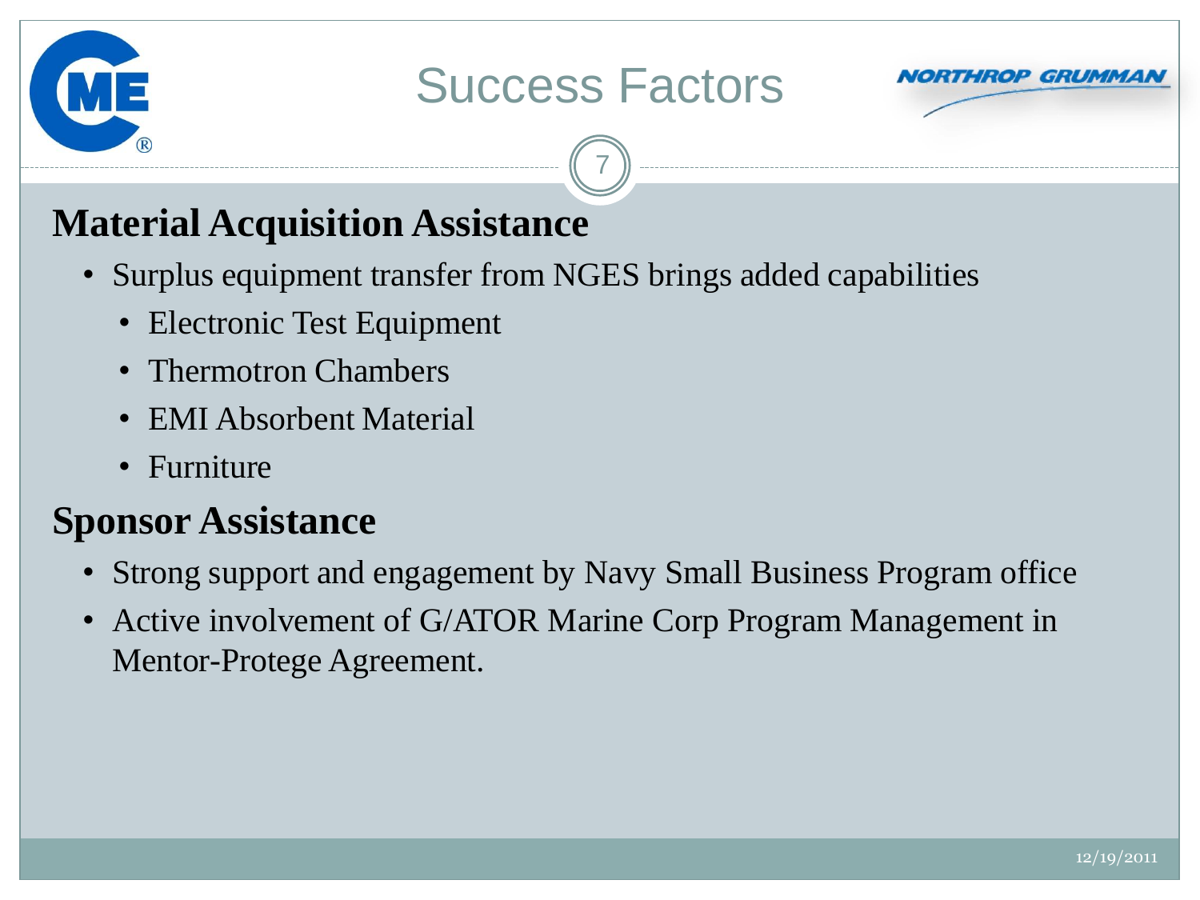# Success Factors

## Material Acquisition Assistance

- Surplus equipment transfer from NGES brings added capabilities
  - Electronic Test Equipment
  - Thermotron Chambers
  - EMI Absorbent Material
  - Furniture

## Sponsor Assistance

- Strong support and engagement by Navy Small Business Program office
- Active involvement of G/ATOR Marine Corp Program Management in Mentor-Protege Agreement.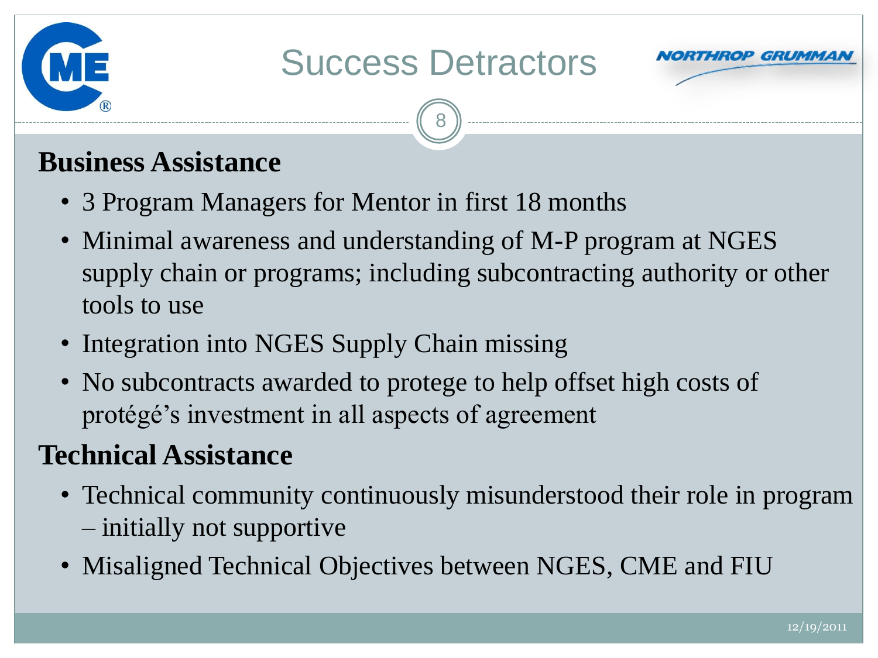# Success Detractors

## Business Assistance

- 3 Program Managers for Mentor in first 18 months
- Minimal awareness and understanding of M-P program at NGES supply chain or programs; including subcontracting authority or other tools to use
- Integration into NGES Supply Chain missing
- No subcontracts awarded to protege to help offset high costs of protégé's investment in all aspects of agreement

## Technical Assistance

- Technical community continuously misunderstood their role in program – initially not supportive
- Misaligned Technical Objectives between NGES, CME and FIU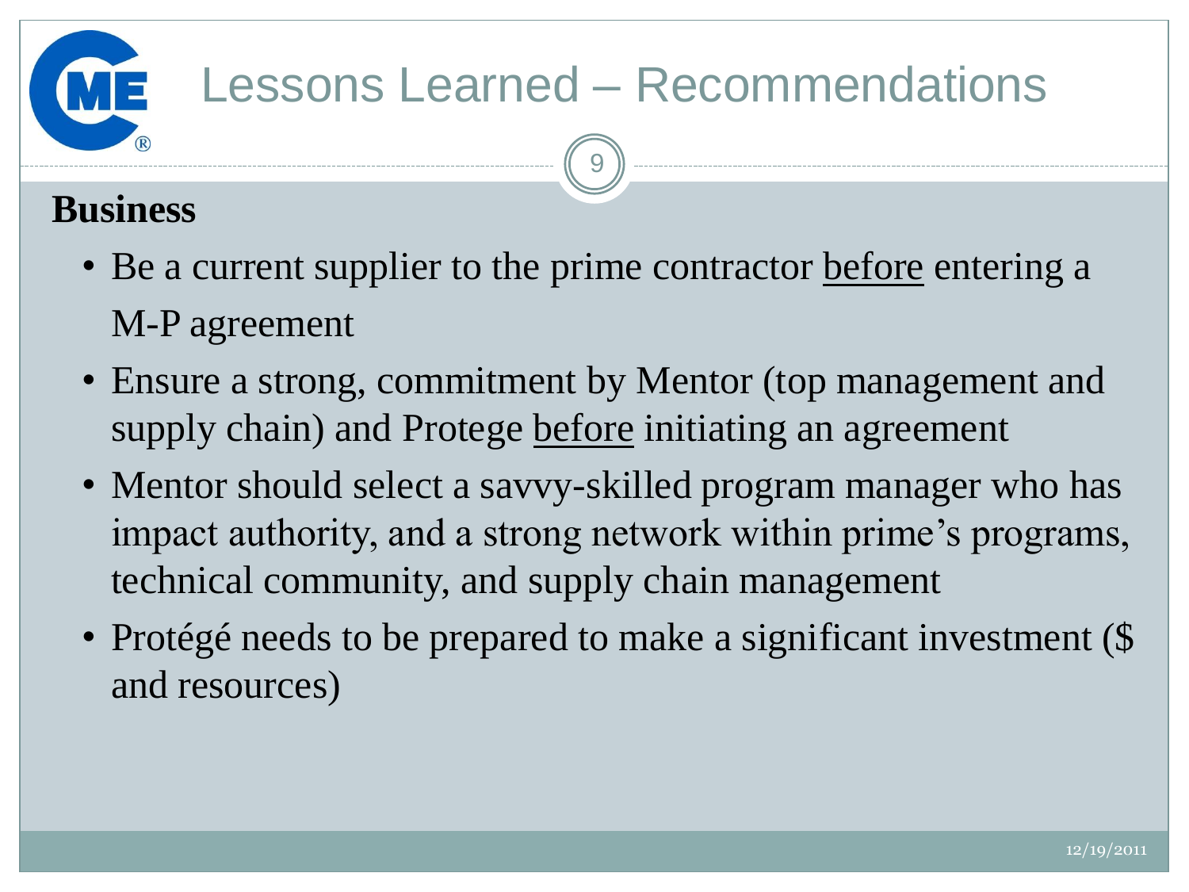# Lessons Learned – Recommendations

**Business**

- Be a current supplier to the prime contractor before entering a M-P agreement
- Ensure a strong, commitment by Mentor (top management and supply chain) and Protege before initiating an agreement
- Mentor should select a savvy-skilled program manager who has impact authority, and a strong network within prime's programs, technical community, and supply chain management
- Protégé needs to be prepared to make a significant investment ($ and resources)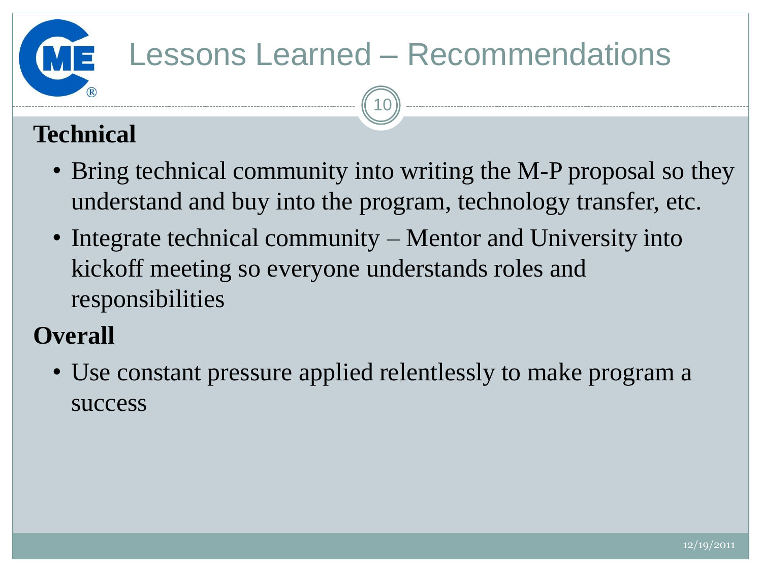# Lessons Learned – Recommendations

**Technical**

- Bring technical community into writing the M-P proposal so they understand and buy into the program, technology transfer, etc.
- Integrate technical community – Mentor and University into kickoff meeting so everyone understands roles and responsibilities

**Overall**

- Use constant pressure applied relentlessly to make program a success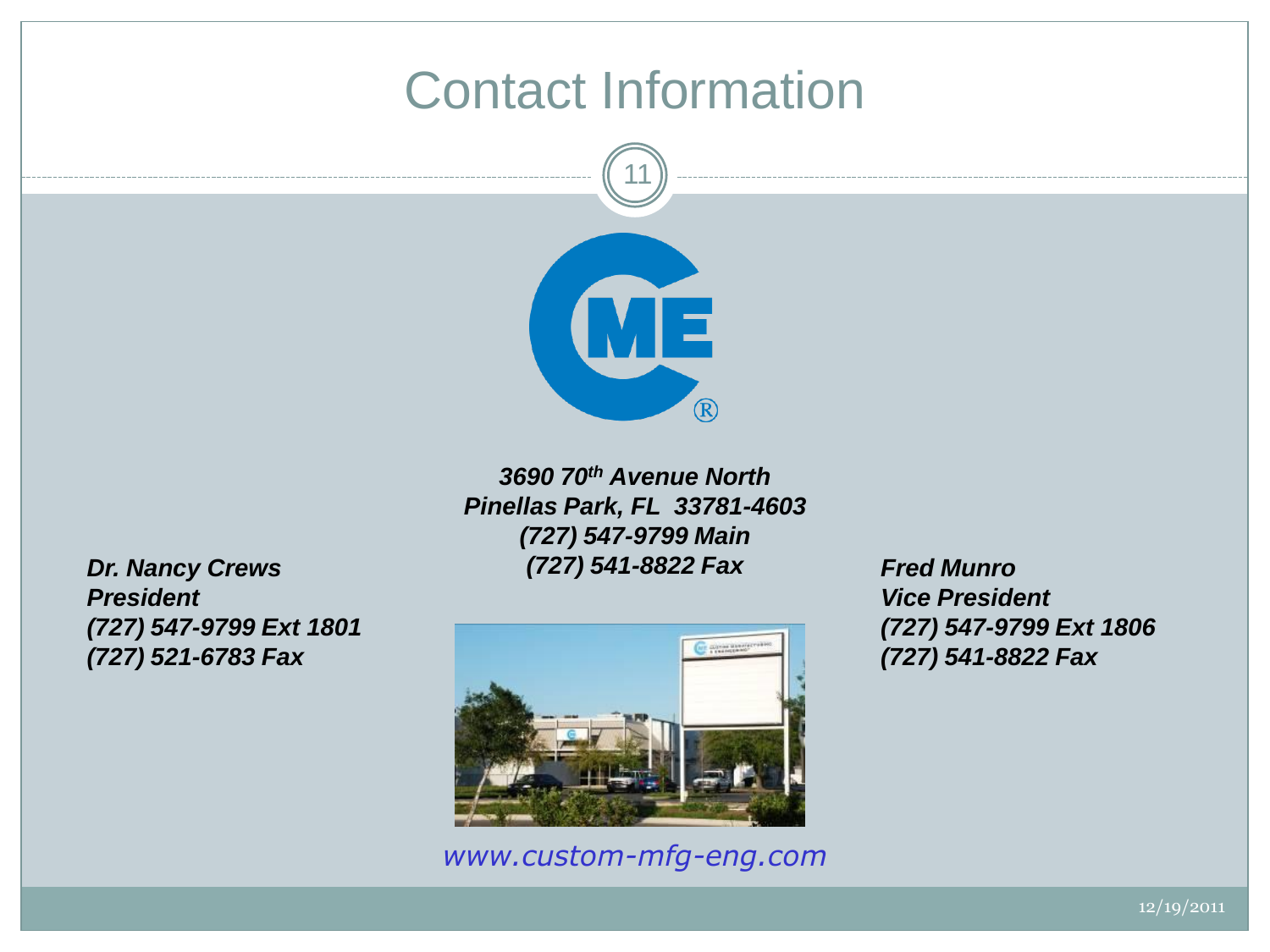# Contact Information

*3690 70th Avenue North*
*Pinellas Park, FL 33781-4603*
*(727) 547-9799 Main*
*(727) 541-8822 Fax*

***Dr. Nancy Crews***
***President***
***(727) 547-9799 Ext 1801***
***(727) 521-6783 Fax***

***Fred Munro***
***Vice President***
***(727) 547-9799 Ext 1806***
***(727) 541-8822 Fax***

*www.custom-mfg-eng.com*

12/19/2011